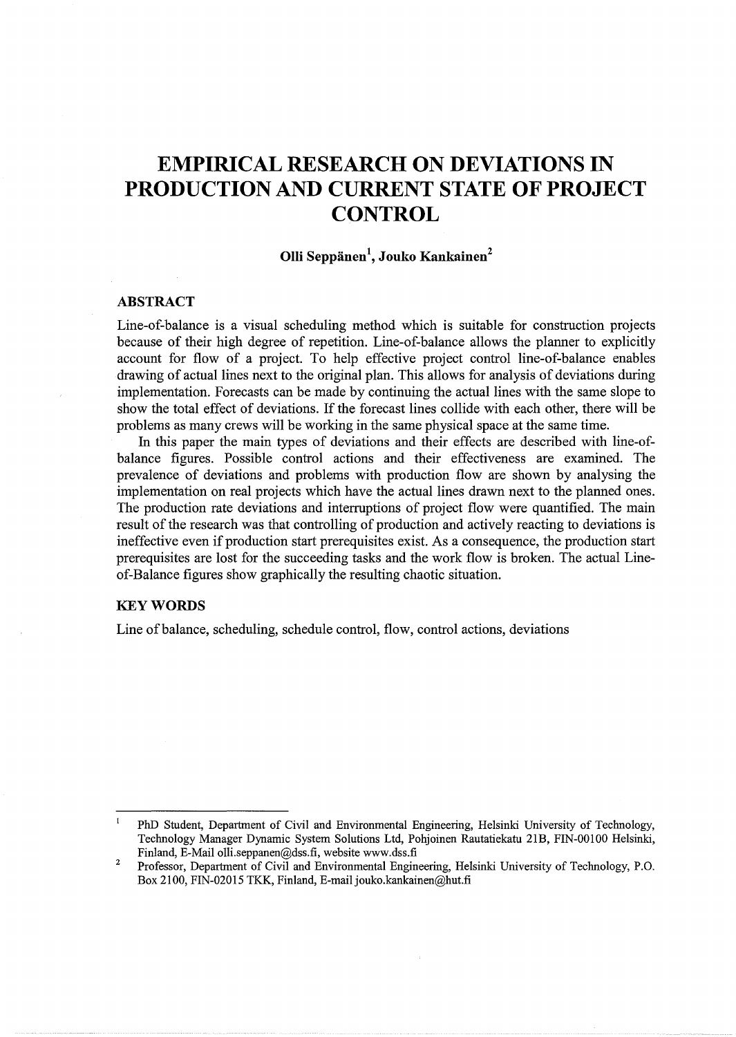# EMPIRICAL RESEARCH ON DEVIATIONS IN PRODUCTION AND CURRENT STATE OF PROJECT CONTROL

**Olli Seppänen[1], Jouko Kankainen[2]**

## ABSTRACT

Line-of-balance is a visual scheduling method which is suitable for construction projects because of their high degree of repetition. Line-of-balance allows the planner to explicitly account for flow of a project. To help effective project control line-of-balance enables drawing of actual lines next to the original plan. This allows for analysis of deviations during implementation. Forecasts can be made by continuing the actual lines with the same slope to show the total effect of deviations. If the forecast lines collide with each other, there will be problems as many crews will be working in the same physical space at the same time.

In this paper the main types of deviations and their effects are described with line-of-balance figures. Possible control actions and their effectiveness are examined. The prevalence of deviations and problems with production flow are shown by analysing the implementation on real projects which have the actual lines drawn next to the planned ones. The production rate deviations and interruptions of project flow were quantified. The main result of the research was that controlling of production and actively reacting to deviations is ineffective even if production start prerequisites exist. As a consequence, the production start prerequisites are lost for the succeeding tasks and the work flow is broken. The actual Line-of-Balance figures show graphically the resulting chaotic situation.

## KEY WORDS

Line of balance, scheduling, schedule control, flow, control actions, deviations

---

[1] PhD Student, Department of Civil and Environmental Engineering, Helsinki University of Technology, Technology Manager Dynamic System Solutions Ltd, Pohjoinen Rautatiekatu 21B, FIN-00100 Helsinki, Finland, E-Mail olli.seppanen@dss.fi, website www.dss.fi

[2] Professor, Department of Civil and Environmental Engineering, Helsinki University of Technology, P.O. Box 2100, FIN-02015 TKK, Finland, E-mail jouko.kankainen@hut.fi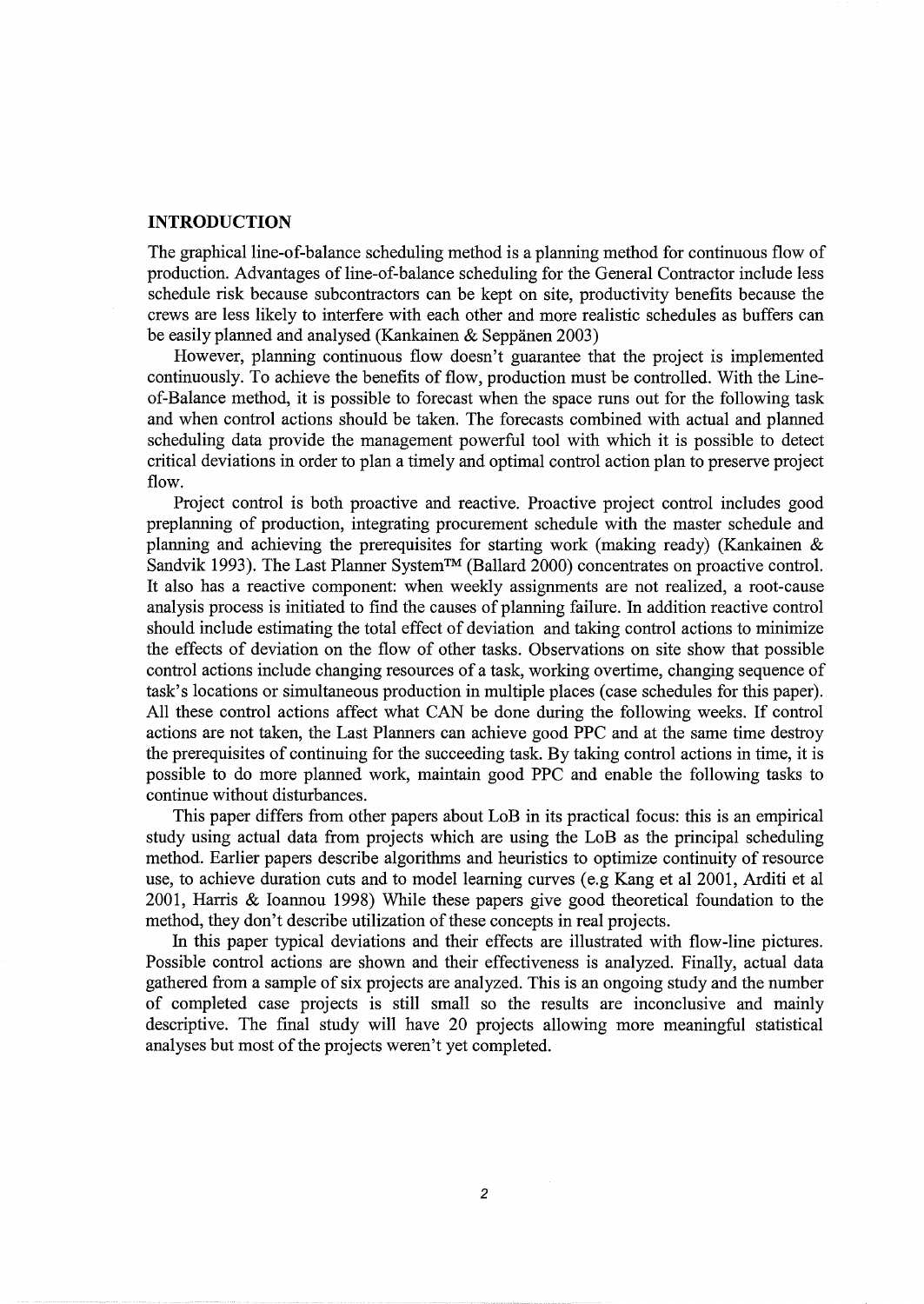## INTRODUCTION

The graphical line-of-balance scheduling method is a planning method for continuous flow of production. Advantages of line-of-balance scheduling for the General Contractor include less schedule risk because subcontractors can be kept on site, productivity benefits because the crews are less likely to interfere with each other and more realistic schedules as buffers can be easily planned and analysed (Kankainen & Seppänen 2003)

However, planning continuous flow doesn't guarantee that the project is implemented continuously. To achieve the benefits of flow, production must be controlled. With the Line-of-Balance method, it is possible to forecast when the space runs out for the following task and when control actions should be taken. The forecasts combined with actual and planned scheduling data provide the management powerful tool with which it is possible to detect critical deviations in order to plan a timely and optimal control action plan to preserve project flow.

Project control is both proactive and reactive. Proactive project control includes good preplanning of production, integrating procurement schedule with the master schedule and planning and achieving the prerequisites for starting work (making ready) (Kankainen & Sandvik 1993). The Last Planner System™ (Ballard 2000) concentrates on proactive control. It also has a reactive component: when weekly assignments are not realized, a root-cause analysis process is initiated to find the causes of planning failure. In addition reactive control should include estimating the total effect of deviation and taking control actions to minimize the effects of deviation on the flow of other tasks. Observations on site show that possible control actions include changing resources of a task, working overtime, changing sequence of task's locations or simultaneous production in multiple places (case schedules for this paper). All these control actions affect what CAN be done during the following weeks. If control actions are not taken, the Last Planners can achieve good PPC and at the same time destroy the prerequisites of continuing for the succeeding task. By taking control actions in time, it is possible to do more planned work, maintain good PPC and enable the following tasks to continue without disturbances.

This paper differs from other papers about LoB in its practical focus: this is an empirical study using actual data from projects which are using the LoB as the principal scheduling method. Earlier papers describe algorithms and heuristics to optimize continuity of resource use, to achieve duration cuts and to model learning curves (e.g Kang et al 2001, Arditi et al 2001, Harris & Ioannou 1998) While these papers give good theoretical foundation to the method, they don't describe utilization of these concepts in real projects.

In this paper typical deviations and their effects are illustrated with flow-line pictures. Possible control actions are shown and their effectiveness is analyzed. Finally, actual data gathered from a sample of six projects are analyzed. This is an ongoing study and the number of completed case projects is still small so the results are inconclusive and mainly descriptive. The final study will have 20 projects allowing more meaningful statistical analyses but most of the projects weren't yet completed.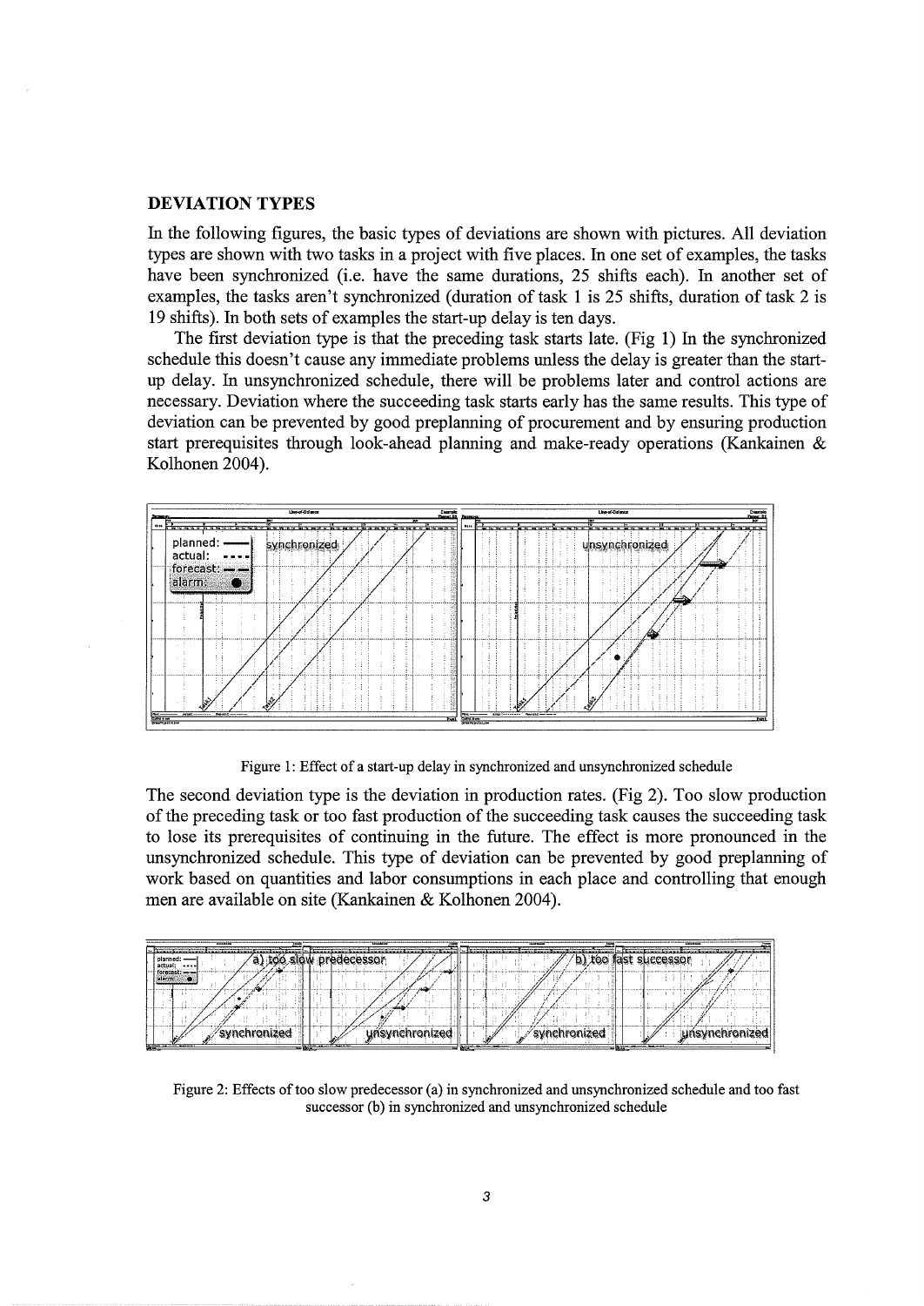## DEVIATION TYPES

In the following figures, the basic types of deviations are shown with pictures. All deviation types are shown with two tasks in a project with five places. In one set of examples, the tasks have been synchronized (i.e. have the same durations, 25 shifts each). In another set of examples, the tasks aren't synchronized (duration of task 1 is 25 shifts, duration of task 2 is 19 shifts). In both sets of examples the start-up delay is ten days.

The first deviation type is that the preceding task starts late. (Fig 1) In the synchronized schedule this doesn't cause any immediate problems unless the delay is greater than the start-up delay. In unsynchronized schedule, there will be problems later and control actions are necessary. Deviation where the succeeding task starts early has the same results. This type of deviation can be prevented by good preplanning of procurement and by ensuring production start prerequisites through look-ahead planning and make-ready operations (Kankainen & Kolhonen 2004).

Figure 1: Effect of a start-up delay in synchronized and unsynchronized schedule

The second deviation type is the deviation in production rates. (Fig 2). Too slow production of the preceding task or too fast production of the succeeding task causes the succeeding task to lose its prerequisites of continuing in the future. The effect is more pronounced in the unsynchronized schedule. This type of deviation can be prevented by good preplanning of work based on quantities and labor consumptions in each place and controlling that enough men are available on site (Kankainen & Kolhonen 2004).

Figure 2: Effects of too slow predecessor (a) in synchronized and unsynchronized schedule and too fast successor (b) in synchronized and unsynchronized schedule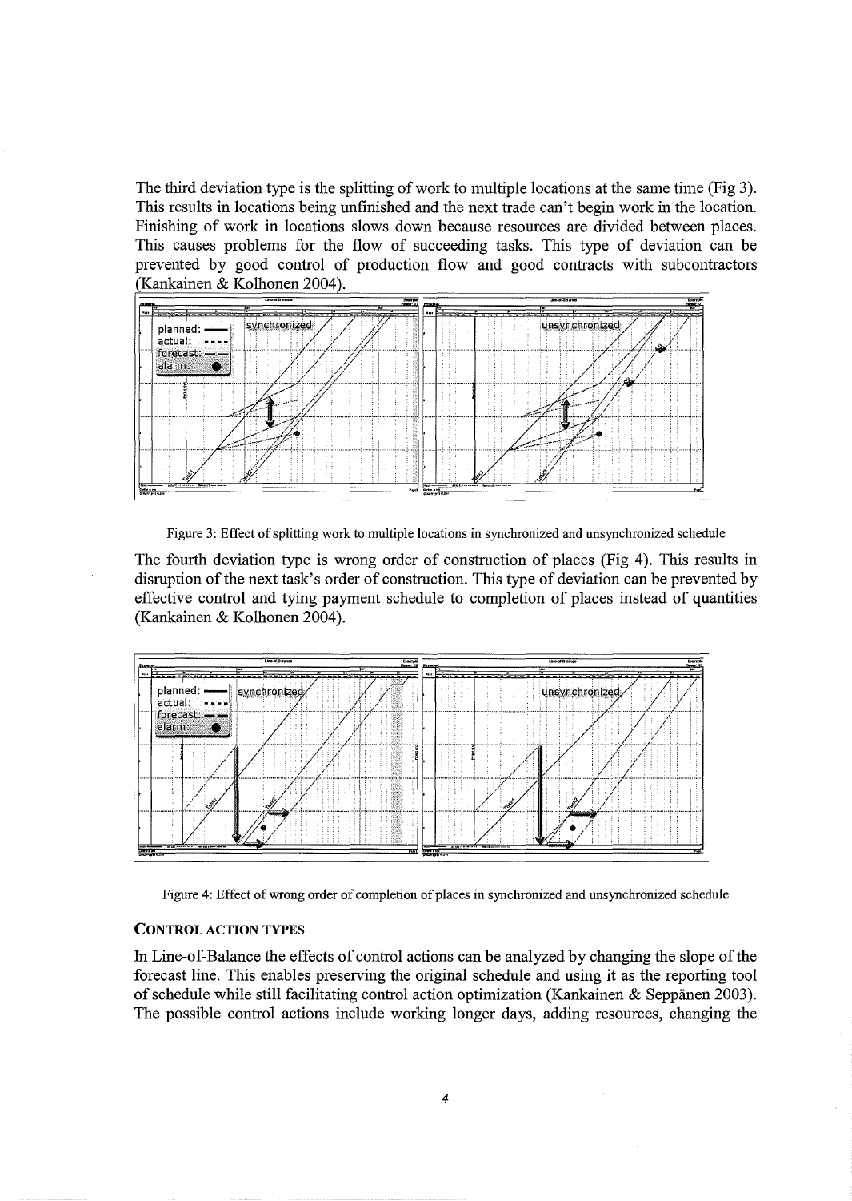The third deviation type is the splitting of work to multiple locations at the same time (Fig 3). This results in locations being unfinished and the next trade can't begin work in the location. Finishing of work in locations slows down because resources are divided between places. This causes problems for the flow of succeeding tasks. This type of deviation can be prevented by good control of production flow and good contracts with subcontractors (Kankainen & Kolhonen 2004).

Figure 3: Effect of splitting work to multiple locations in synchronized and unsynchronized schedule

The fourth deviation type is wrong order of construction of places (Fig 4). This results in disruption of the next task's order of construction. This type of deviation can be prevented by effective control and tying payment schedule to completion of places instead of quantities (Kankainen & Kolhonen 2004).

Figure 4: Effect of wrong order of completion of places in synchronized and unsynchronized schedule

### CONTROL ACTION TYPES

In Line-of-Balance the effects of control actions can be analyzed by changing the slope of the forecast line. This enables preserving the original schedule and using it as the reporting tool of schedule while still facilitating control action optimization (Kankainen & Seppänen 2003). The possible control actions include working longer days, adding resources, changing the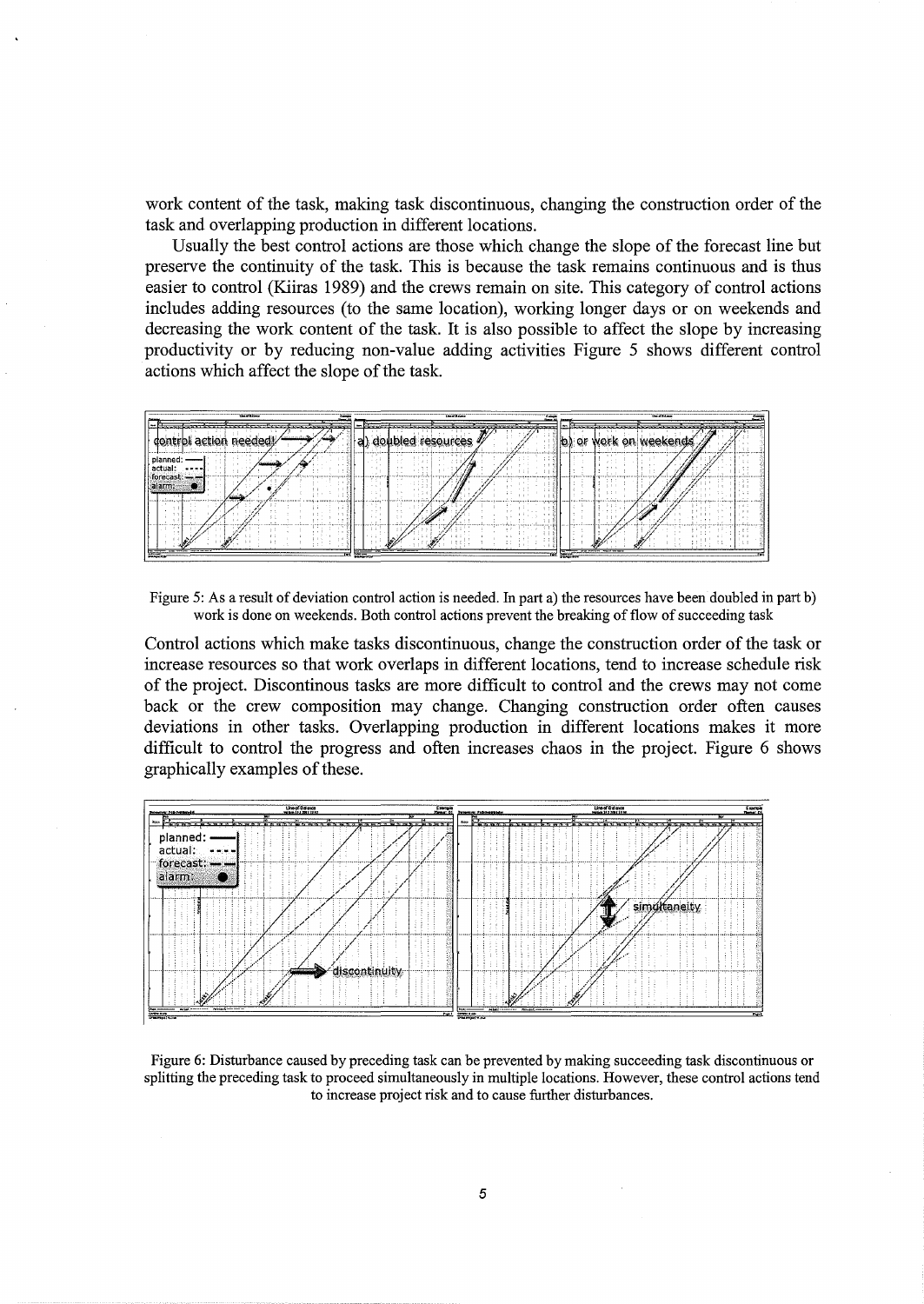work content of the task, making task discontinuous, changing the construction order of the task and overlapping production in different locations.

Usually the best control actions are those which change the slope of the forecast line but preserve the continuity of the task. This is because the task remains continuous and is thus easier to control (Kiiras 1989) and the crews remain on site. This category of control actions includes adding resources (to the same location), working longer days or on weekends and decreasing the work content of the task. It is also possible to affect the slope by increasing productivity or by reducing non-value adding activities Figure 5 shows different control actions which affect the slope of the task.

Figure 5: As a result of deviation control action is needed. In part a) the resources have been doubled in part b) work is done on weekends. Both control actions prevent the breaking of flow of succeeding task

Control actions which make tasks discontinuous, change the construction order of the task or increase resources so that work overlaps in different locations, tend to increase schedule risk of the project. Discontinous tasks are more difficult to control and the crews may not come back or the crew composition may change. Changing construction order often causes deviations in other tasks. Overlapping production in different locations makes it more difficult to control the progress and often increases chaos in the project. Figure 6 shows graphically examples of these.

Figure 6: Disturbance caused by preceding task can be prevented by making succeeding task discontinuous or splitting the preceding task to proceed simultaneously in multiple locations. However, these control actions tend to increase project risk and to cause further disturbances.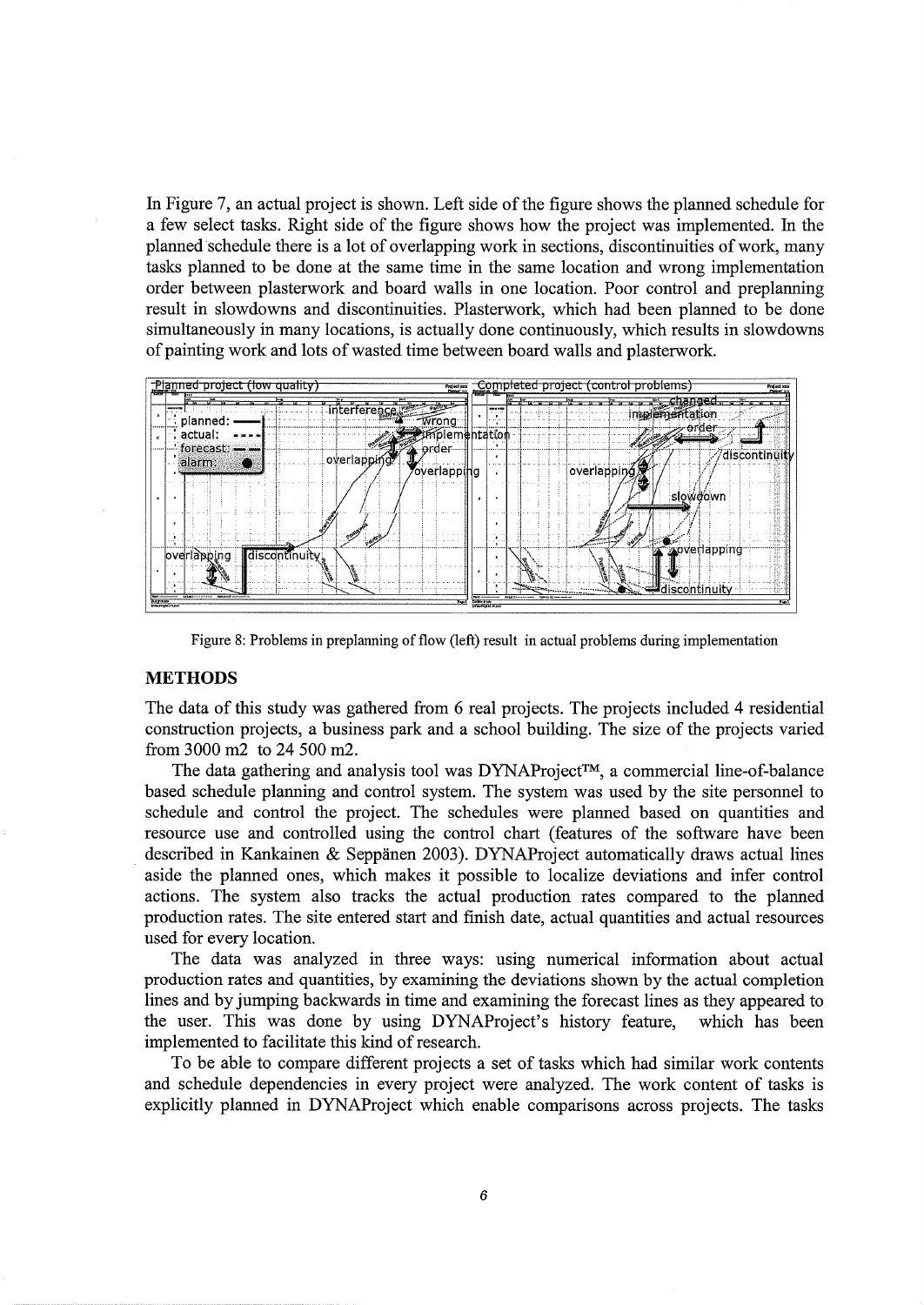In Figure 7, an actual project is shown. Left side of the figure shows the planned schedule for a few select tasks. Right side of the figure shows how the project was implemented. In the planned schedule there is a lot of overlapping work in sections, discontinuities of work, many tasks planned to be done at the same time in the same location and wrong implementation order between plasterwork and board walls in one location. Poor control and preplanning result in slowdowns and discontinuities. Plasterwork, which had been planned to be done simultaneously in many locations, is actually done continuously, which results in slowdowns of painting work and lots of wasted time between board walls and plasterwork.

Figure 8: Problems in preplanning of flow (left) result in actual problems during implementation

## METHODS

The data of this study was gathered from 6 real projects. The projects included 4 residential construction projects, a business park and a school building. The size of the projects varied from 3000 m2 to 24 500 m2.

The data gathering and analysis tool was DYNAProject™, a commercial line-of-balance based schedule planning and control system. The system was used by the site personnel to schedule and control the project. The schedules were planned based on quantities and resource use and controlled using the control chart (features of the software have been described in Kankainen & Seppänen 2003). DYNAProject automatically draws actual lines aside the planned ones, which makes it possible to localize deviations and infer control actions. The system also tracks the actual production rates compared to the planned production rates. The site entered start and finish date, actual quantities and actual resources used for every location.

The data was analyzed in three ways: using numerical information about actual production rates and quantities, by examining the deviations shown by the actual completion lines and by jumping backwards in time and examining the forecast lines as they appeared to the user. This was done by using DYNAProject's history feature, which has been implemented to facilitate this kind of research.

To be able to compare different projects a set of tasks which had similar work contents and schedule dependencies in every project were analyzed. The work content of tasks is explicitly planned in DYNAProject which enable comparisons across projects. The tasks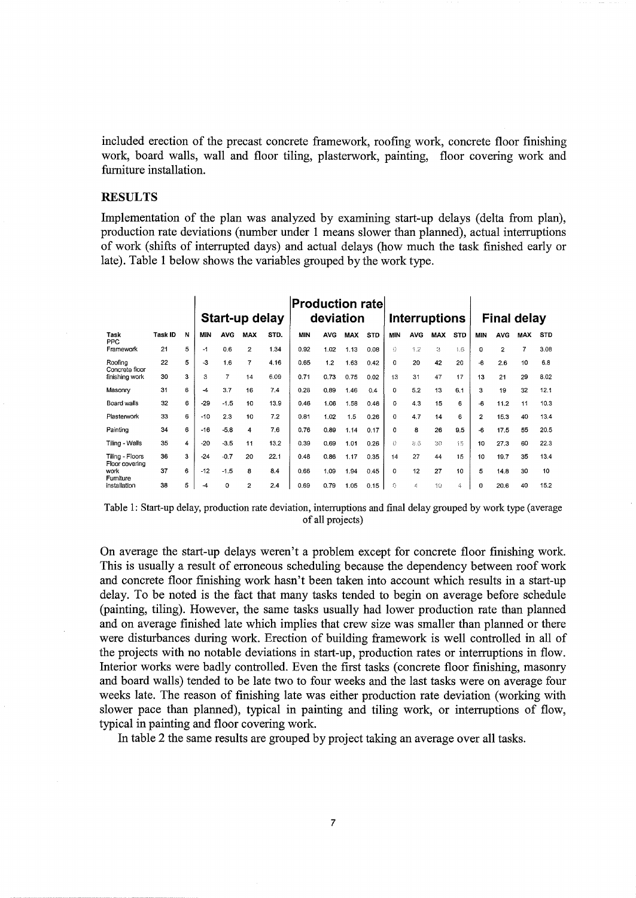included erection of the precast concrete framework, roofing work, concrete floor finishing work, board walls, wall and floor tiling, plasterwork, painting, floor covering work and furniture installation.

## RESULTS

Implementation of the plan was analyzed by examining start-up delays (delta from plan), production rate deviations (number under 1 means slower than planned), actual interruptions of work (shifts of interrupted days) and actual delays (how much the task finished early or late). Table 1 below shows the variables grouped by the work type.

| | | | Start-up delay | | | | Production rate deviation | | | | Interruptions | | | | Final delay | | | |
|---|---|---|---|---|---|---|---|---|---|---|---|---|---|---|---|---|---|---|
| Task | Task ID | N | MIN | AVG | MAX | STD. | MIN | AVG | MAX | STD | MIN | AVG | MAX | STD | MIN | AVG | MAX | STD |
| PPC Framework | 21 | 5 | -1 | 0.6 | 2 | 1.34 | 0.92 | 1.02 | 1.13 | 0.08 | 0 | 1.2 | 3 | 1.6 | 0 | 2 | 7 | 3.08 |
| Roofing | 22 | 5 | -3 | 1.6 | 7 | 4.16 | 0.65 | 1.2 | 1.63 | 0.42 | 0 | 20 | 42 | 20 | -6 | 2.6 | 10 | 6.8 |
| Concrete floor finishing work | 30 | 3 | 3 | 7 | 14 | 6.09 | 0.71 | 0.73 | 0.75 | 0.02 | 13 | 31 | 47 | 17 | 13 | 21 | 29 | 8.02 |
| Masonry | 31 | 6 | -4 | 3.7 | 16 | 7.4 | 0.28 | 0.89 | 1.46 | 0.4 | 0 | 5.2 | 13 | 6.1 | 3 | 19 | 32 | 12.1 |
| Board walls | 32 | 6 | -29 | -1.5 | 10 | 13.9 | 0.46 | 1.06 | 1.58 | 0.46 | 0 | 4.3 | 15 | 6 | -6 | 11.2 | 11 | 10.3 |
| Plasterwork | 33 | 6 | -10 | 2.3 | 10 | 7.2 | 0.81 | 1.02 | 1.5 | 0.26 | 0 | 4.7 | 14 | 6 | 2 | 15.3 | 40 | 13.4 |
| Painting | 34 | 6 | -16 | -5.8 | 4 | 7.6 | 0.76 | 0.89 | 1.14 | 0.17 | 0 | 8 | 26 | 9.5 | -6 | 17.5 | 55 | 20.5 |
| Tiling - Walls | 35 | 4 | -20 | -3.5 | 11 | 13.2 | 0.39 | 0.69 | 1.01 | 0.26 | 0 | 8.5 | 30 | 15 | 10 | 27.3 | 60 | 22.3 |
| Tiling - Floors | 36 | 3 | -24 | -0.7 | 20 | 22.1 | 0.48 | 0.86 | 1.17 | 0.35 | 14 | 27 | 44 | 15 | 10 | 19.7 | 35 | 13.4 |
| Floor covering work | 37 | 6 | -12 | -1.5 | 8 | 8.4 | 0.66 | 1.09 | 1.94 | 0.45 | 0 | 12 | 27 | 10 | 5 | 14.8 | 30 | 10 |
| Furniture installation | 38 | 5 | -4 | 0 | 2 | 2.4 | 0.69 | 0.79 | 1.05 | 0.15 | 0 | 4 | 10 | 4 | 0 | 20.6 | 40 | 15.2 |

Table 1: Start-up delay, production rate deviation, interruptions and final delay grouped by work type (average of all projects)

On average the start-up delays weren't a problem except for concrete floor finishing work. This is usually a result of erroneous scheduling because the dependency between roof work and concrete floor finishing work hasn't been taken into account which results in a start-up delay. To be noted is the fact that many tasks tended to begin on average before schedule (painting, tiling). However, the same tasks usually had lower production rate than planned and on average finished late which implies that crew size was smaller than planned or there were disturbances during work. Erection of building framework is well controlled in all of the projects with no notable deviations in start-up, production rates or interruptions in flow. Interior works were badly controlled. Even the first tasks (concrete floor finishing, masonry and board walls) tended to be late two to four weeks and the last tasks were on average four weeks late. The reason of finishing late was either production rate deviation (working with slower pace than planned), typical in painting and tiling work, or interruptions of flow, typical in painting and floor covering work.

In table 2 the same results are grouped by project taking an average over all tasks.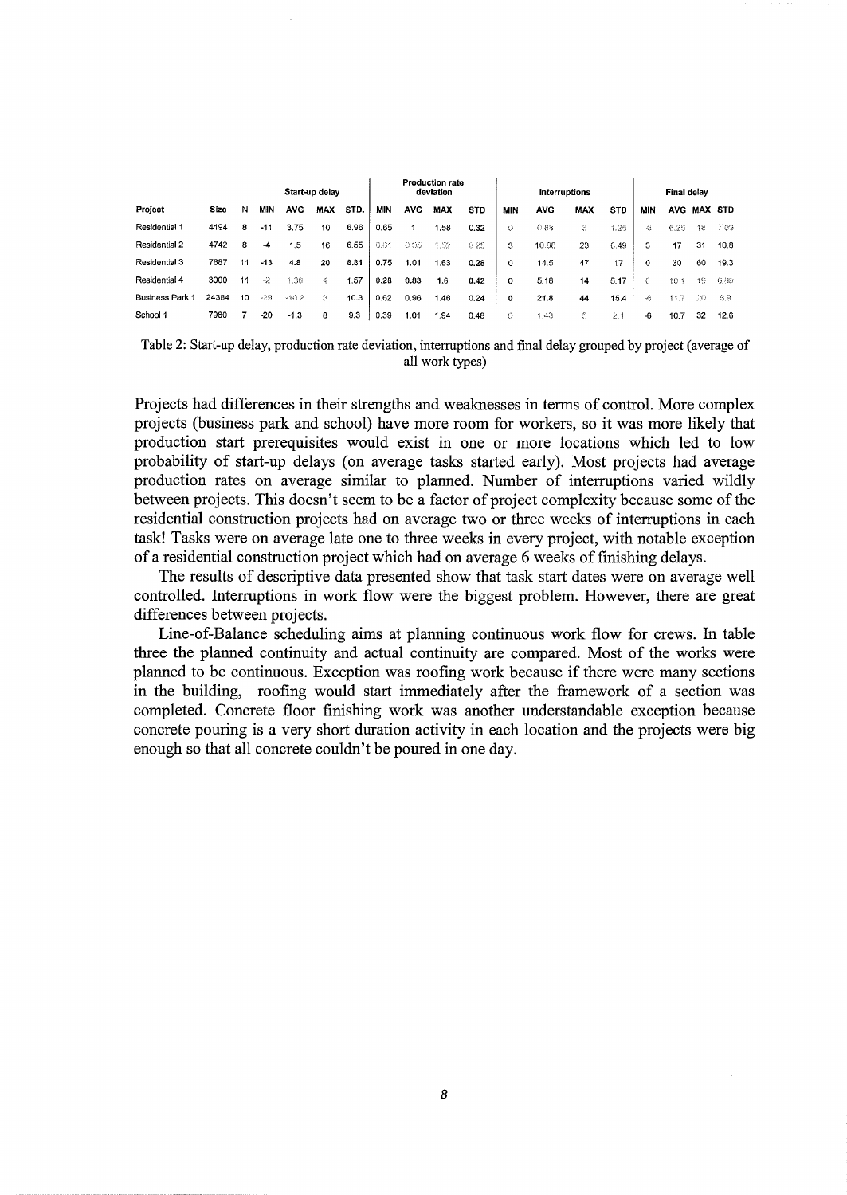| Project | Size | N | Start-up delay | | | | Production rate deviation | | | | Interruptions | | | | Final delay | | | |
|---|---|---|---|---|---|---|---|---|---|---|---|---|---|---|---|---|---|---|
| | | | MIN | AVG | MAX | STD. | MIN | AVG | MAX | STD | MIN | AVG | MAX | STD | MIN | AVG | MAX | STD |
| Residential 1 | 4194 | 8 | -11 | 3.75 | 10 | 6.96 | 0.65 | 1 | 1.58 | 0.32 | 0 | 0.88 | 3 | 1.25 | -6 | 6.25 | 18 | 7.09 |
| Residential 2 | 4742 | 8 | -4 | 1.5 | 16 | 6.55 | 0.61 | 0.95 | 1.52 | 0.25 | 3 | 10.88 | 23 | 6.49 | 3 | 17 | 31 | 10.8 |
| Residential 3 | 7687 | 11 | -13 | 4.8 | 20 | 8.81 | 0.75 | 1.01 | 1.63 | 0.28 | 0 | 14.5 | 47 | 17 | 0 | 30 | 60 | 19.3 |
| Residential 4 | 3000 | 11 | -2 | 1.36 | 4 | 1.57 | 0.28 | 0.83 | 1.6 | 0.42 | 0 | 5.18 | 14 | 5.17 | 0 | 10.1 | 19 | 6.69 |
| Business Park 1 | 24384 | 10 | -29 | -10.2 | 3 | 10.3 | 0.62 | 0.96 | 1.46 | 0.24 | 0 | 21.8 | 44 | 15.4 | -6 | 11.7 | 20 | 8.9 |
| School 1 | 7980 | 7 | -20 | -1.3 | 8 | 9.3 | 0.39 | 1.01 | 1.94 | 0.48 | 0 | 1.43 | 5 | 2.1 | -6 | 10.7 | 32 | 12.6 |

Table 2: Start-up delay, production rate deviation, interruptions and final delay grouped by project (average of all work types)

Projects had differences in their strengths and weaknesses in terms of control. More complex projects (business park and school) have more room for workers, so it was more likely that production start prerequisites would exist in one or more locations which led to low probability of start-up delays (on average tasks started early). Most projects had average production rates on average similar to planned. Number of interruptions varied wildly between projects. This doesn't seem to be a factor of project complexity because some of the residential construction projects had on average two or three weeks of interruptions in each task! Tasks were on average late one to three weeks in every project, with notable exception of a residential construction project which had on average 6 weeks of finishing delays.

The results of descriptive data presented show that task start dates were on average well controlled. Interruptions in work flow were the biggest problem. However, there are great differences between projects.

Line-of-Balance scheduling aims at planning continuous work flow for crews. In table three the planned continuity and actual continuity are compared. Most of the works were planned to be continuous. Exception was roofing work because if there were many sections in the building, roofing would start immediately after the framework of a section was completed. Concrete floor finishing work was another understandable exception because concrete pouring is a very short duration activity in each location and the projects were big enough so that all concrete couldn't be poured in one day.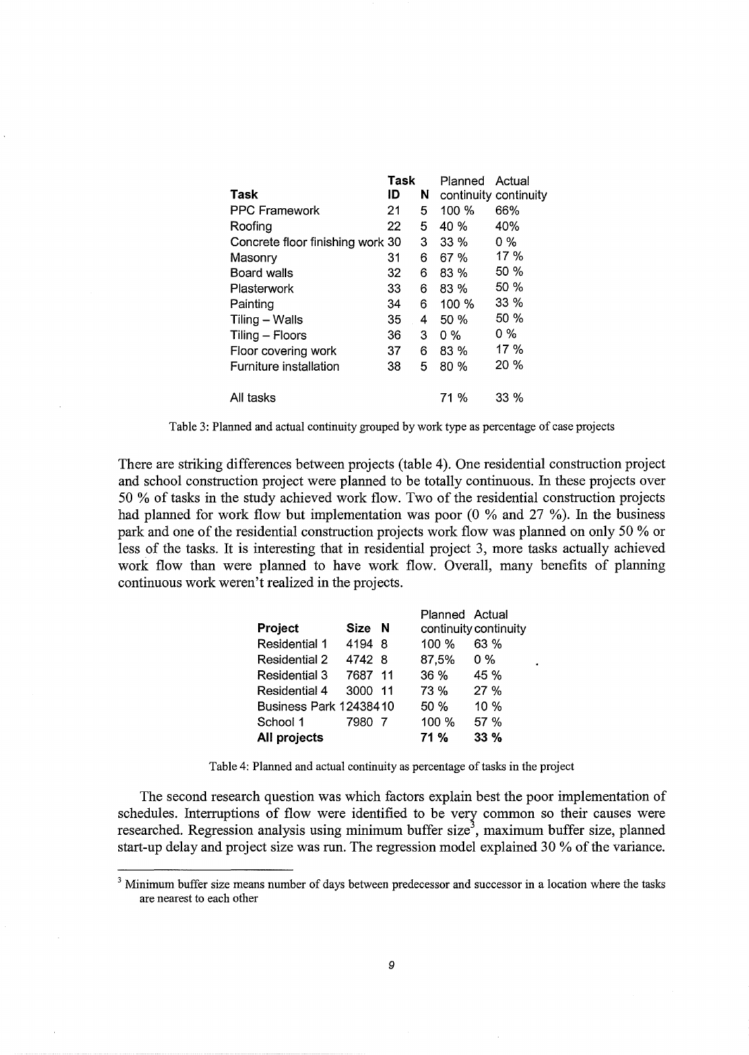| Task | Task ID | N | Planned continuity | Actual continuity |
|---|---|---|---|---|
| PPC Framework | 21 | 5 | 100 % | 66% |
| Roofing | 22 | 5 | 40 % | 40% |
| Concrete floor finishing work | 30 | 3 | 33 % | 0 % |
| Masonry | 31 | 6 | 67 % | 17 % |
| Board walls | 32 | 6 | 83 % | 50 % |
| Plasterwork | 33 | 6 | 83 % | 50 % |
| Painting | 34 | 6 | 100 % | 33 % |
| Tiling – Walls | 35 | 4 | 50 % | 50 % |
| Tiling – Floors | 36 | 3 | 0 % | 0 % |
| Floor covering work | 37 | 6 | 83 % | 17 % |
| Furniture installation | 38 | 5 | 80 % | 20 % |
| All tasks | | | 71 % | 33 % |

Table 3: Planned and actual continuity grouped by work type as percentage of case projects

There are striking differences between projects (table 4). One residential construction project and school construction project were planned to be totally continuous. In these projects over 50 % of tasks in the study achieved work flow. Two of the residential construction projects had planned for work flow but implementation was poor (0 % and 27 %). In the business park and one of the residential construction projects work flow was planned on only 50 % or less of the tasks. It is interesting that in residential project 3, more tasks actually achieved work flow than were planned to have work flow. Overall, many benefits of planning continuous work weren't realized in the projects.

| Project | Size | N | Planned continuity | Actual continuity |
|---|---|---|---|---|
| Residential 1 | 4194 | 8 | 100 % | 63 % |
| Residential 2 | 4742 | 8 | 87,5% | 0 % |
| Residential 3 | 7687 | 11 | 36 % | 45 % |
| Residential 4 | 3000 | 11 | 73 % | 27 % |
| Business Park | 12438 | 10 | 50 % | 10 % |
| School 1 | 7980 | 7 | 100 % | 57 % |
| **All projects** | | | **71 %** | **33 %** |

Table 4: Planned and actual continuity as percentage of tasks in the project

The second research question was which factors explain best the poor implementation of schedules. Interruptions of flow were identified to be very common so their causes were researched. Regression analysis using minimum buffer size[3], maximum buffer size, planned start-up delay and project size was run. The regression model explained 30 % of the variance.

[3] Minimum buffer size means number of days between predecessor and successor in a location where the tasks are nearest to each other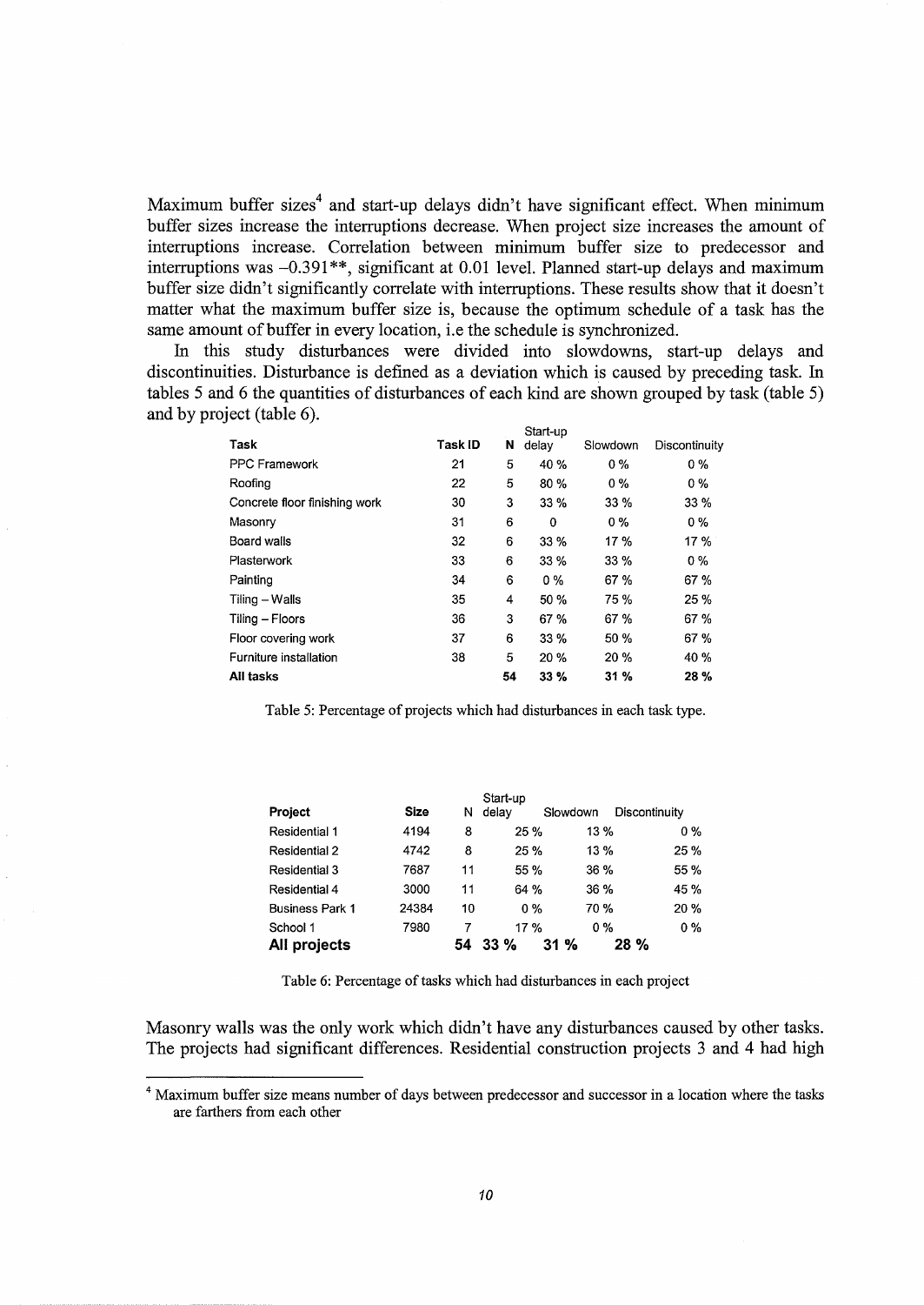Maximum buffer sizes[4] and start-up delays didn't have significant effect. When minimum buffer sizes increase the interruptions decrease. When project size increases the amount of interruptions increase. Correlation between minimum buffer size to predecessor and interruptions was –0.391**, significant at 0.01 level. Planned start-up delays and maximum buffer size didn't significantly correlate with interruptions. These results show that it doesn't matter what the maximum buffer size is, because the optimum schedule of a task has the same amount of buffer in every location, i.e the schedule is synchronized.

In this study disturbances were divided into slowdowns, start-up delays and discontinuities. Disturbance is defined as a deviation which is caused by preceding task. In tables 5 and 6 the quantities of disturbances of each kind are shown grouped by task (table 5) and by project (table 6).

| Task | Task ID | N | Start-up delay | Slowdown | Discontinuity |
|---|---|---|---|---|---|
| PPC Framework | 21 | 5 | 40 % | 0 % | 0 % |
| Roofing | 22 | 5 | 80 % | 0 % | 0 % |
| Concrete floor finishing work | 30 | 3 | 33 % | 33 % | 33 % |
| Masonry | 31 | 6 | 0 | 0 % | 0 % |
| Board walls | 32 | 6 | 33 % | 17 % | 17 % |
| Plasterwork | 33 | 6 | 33 % | 33 % | 0 % |
| Painting | 34 | 6 | 0 % | 67 % | 67 % |
| Tiling – Walls | 35 | 4 | 50 % | 75 % | 25 % |
| Tiling – Floors | 36 | 3 | 67 % | 67 % | 67 % |
| Floor covering work | 37 | 6 | 33 % | 50 % | 67 % |
| Furniture installation | 38 | 5 | 20 % | 20 % | 40 % |
| **All tasks** | | **54** | **33 %** | **31 %** | **28 %** |

Table 5: Percentage of projects which had disturbances in each task type.

| Project | Size | N | Start-up delay | Slowdown | Discontinuity |
|---|---|---|---|---|---|
| Residential 1 | 4194 | 8 | 25 % | 13 % | 0 % |
| Residential 2 | 4742 | 8 | 25 % | 13 % | 25 % |
| Residential 3 | 7687 | 11 | 55 % | 36 % | 55 % |
| Residential 4 | 3000 | 11 | 64 % | 36 % | 45 % |
| Business Park 1 | 24384 | 10 | 0 % | 70 % | 20 % |
| School 1 | 7980 | 7 | 17 % | 0 % | 0 % |
| **All projects** | | **54** | **33 %** | **31 %** | **28 %** |

Table 6: Percentage of tasks which had disturbances in each project

Masonry walls was the only work which didn't have any disturbances caused by other tasks. The projects had significant differences. Residential construction projects 3 and 4 had high

[4] Maximum buffer size means number of days between predecessor and successor in a location where the tasks are farthers from each other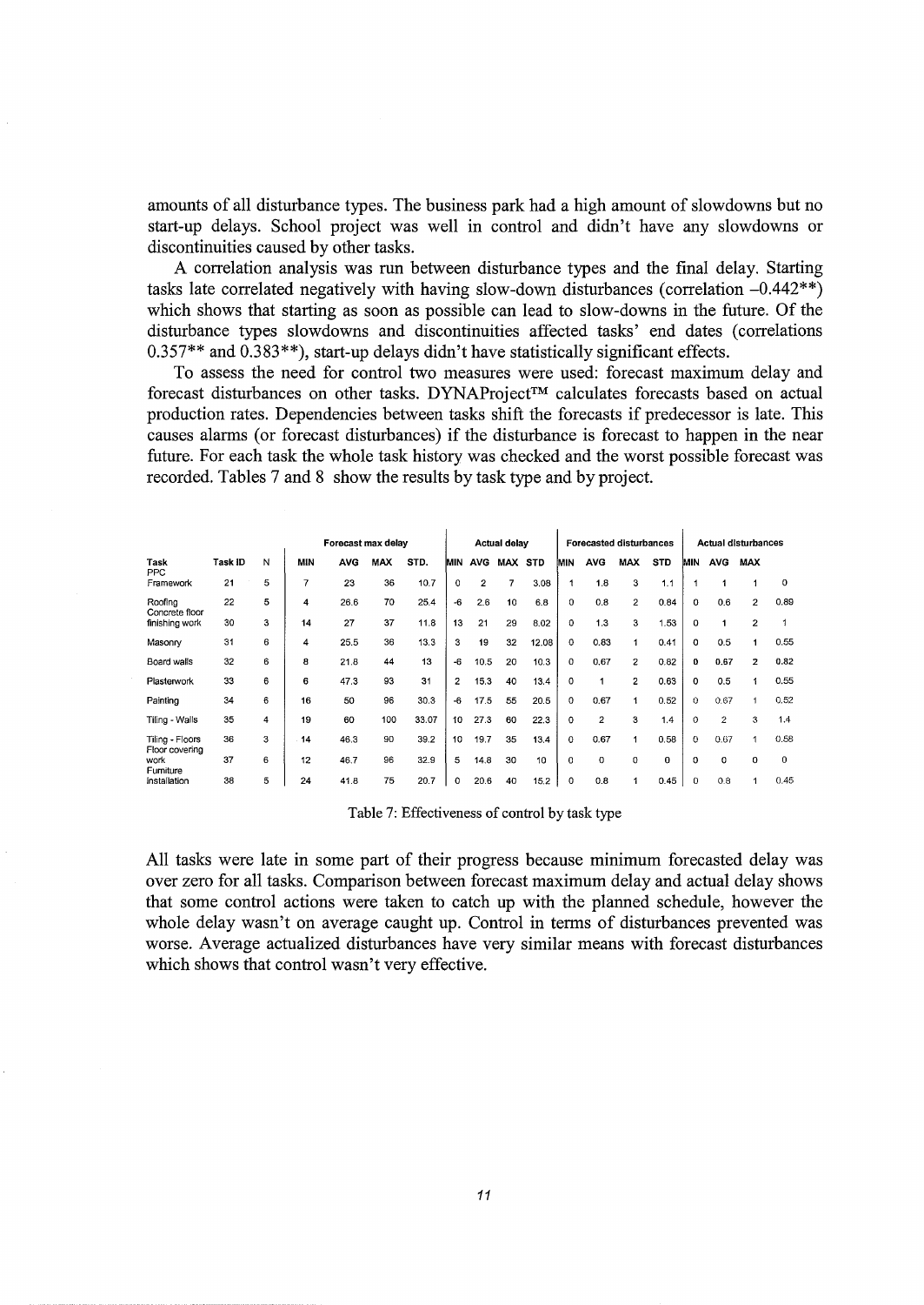amounts of all disturbance types. The business park had a high amount of slowdowns but no start-up delays. School project was well in control and didn't have any slowdowns or discontinuities caused by other tasks.

A correlation analysis was run between disturbance types and the final delay. Starting tasks late correlated negatively with having slow-down disturbances (correlation –0.442**) which shows that starting as soon as possible can lead to slow-downs in the future. Of the disturbance types slowdowns and discontinuities affected tasks' end dates (correlations 0.357** and 0.383**), start-up delays didn't have statistically significant effects.

To assess the need for control two measures were used: forecast maximum delay and forecast disturbances on other tasks. DYNAProject™ calculates forecasts based on actual production rates. Dependencies between tasks shift the forecasts if predecessor is late. This causes alarms (or forecast disturbances) if the disturbance is forecast to happen in the near future. For each task the whole task history was checked and the worst possible forecast was recorded. Tables 7 and 8 show the results by task type and by project.

| | | | Forecast max delay | | | | Actual delay | | | | Forecasted disturbances | | | | Actual disturbances | | | |
|---|---|---|---|---|---|---|---|---|---|---|---|---|---|---|---|---|---|---|
| Task | Task ID | N | MIN | AVG | MAX | STD. | MIN | AVG | MAX | STD | MIN | AVG | MAX | STD | MIN | AVG | MAX | |
| PPC Framework | 21 | 5 | 7 | 23 | 36 | 10.7 | 0 | 2 | 7 | 3.08 | 1 | 1.8 | 3 | 1.1 | 1 | 1 | 1 | 0 |
| Roofing | 22 | 5 | 4 | 26.6 | 70 | 25.4 | -6 | 2.6 | 10 | 6.8 | 0 | 0.8 | 2 | 0.84 | 0 | 0.6 | 2 | 0.89 |
| Concrete floor finishing work | 30 | 3 | 14 | 27 | 37 | 11.8 | 13 | 21 | 29 | 8.02 | 0 | 1.3 | 3 | 1.53 | 0 | 1 | 2 | 1 |
| Masonry | 31 | 6 | 4 | 25.5 | 36 | 13.3 | 3 | 19 | 32 | 12.08 | 0 | 0.83 | 1 | 0.41 | 0 | 0.5 | 1 | 0.55 |
| Board walls | 32 | 6 | 8 | 21.8 | 44 | 13 | -6 | 10.5 | 20 | 10.3 | 0 | 0.67 | 2 | 0.82 | 0 | 0.67 | 2 | 0.82 |
| Plasterwork | 33 | 6 | 6 | 47.3 | 93 | 31 | 2 | 15.3 | 40 | 13.4 | 0 | 1 | 2 | 0.63 | 0 | 0.5 | 1 | 0.55 |
| Painting | 34 | 6 | 16 | 50 | 96 | 30.3 | -6 | 17.5 | 55 | 20.5 | 0 | 0.67 | 1 | 0.52 | 0 | 0.67 | 1 | 0.52 |
| Tiling - Walls | 35 | 4 | 19 | 60 | 100 | 33.07 | 10 | 27.3 | 60 | 22.3 | 0 | 2 | 3 | 1.4 | 0 | 2 | 3 | 1.4 |
| Tiling - Floors | 36 | 3 | 14 | 46.3 | 90 | 39.2 | 10 | 19.7 | 35 | 13.4 | 0 | 0.67 | 1 | 0.58 | 0 | 0.67 | 1 | 0.58 |
| Floor covering work | 37 | 6 | 12 | 46.7 | 96 | 32.9 | 5 | 14.8 | 30 | 10 | 0 | 0 | 0 | 0 | 0 | 0 | 0 | 0 |
| Furniture installation | 38 | 5 | 24 | 41.8 | 75 | 20.7 | 0 | 20.6 | 40 | 15.2 | 0 | 0.8 | 1 | 0.45 | 0 | 0.8 | 1 | 0.45 |

Table 7: Effectiveness of control by task type

All tasks were late in some part of their progress because minimum forecasted delay was over zero for all tasks. Comparison between forecast maximum delay and actual delay shows that some control actions were taken to catch up with the planned schedule, however the whole delay wasn't on average caught up. Control in terms of disturbances prevented was worse. Average actualized disturbances have very similar means with forecast disturbances which shows that control wasn't very effective.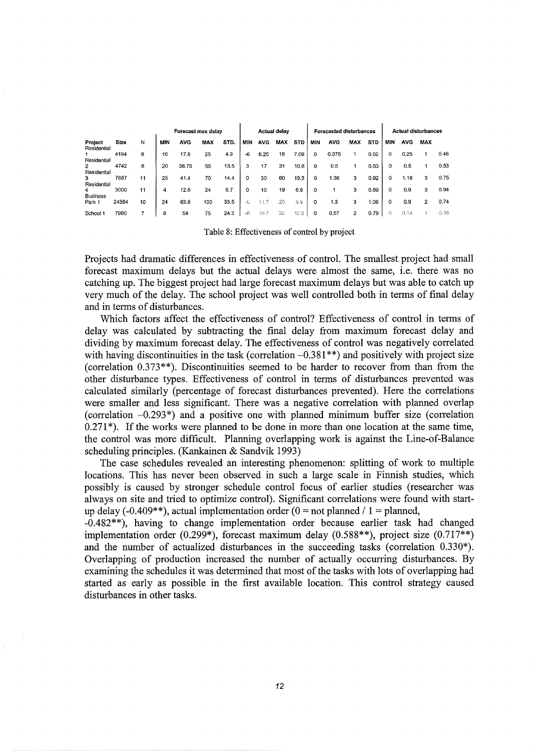| Project | Size | N | Forecast max delay | | | | Actual delay | | | | Forecasted disturbances | | | | Actual disturbances | | | |
|---|---|---|---|---|---|---|---|---|---|---|---|---|---|---|---|---|---|---|
| | | | MIN | AVG | MAX | STD. | MIN | AVG | MAX | STD | MIN | AVG | MAX | STD | MIN | AVG | MAX | |
| Residential 1 | 4194 | 8 | 10 | 17.8 | 25 | 4.9 | -6 | 6.25 | 18 | 7.09 | 0 | 0.375 | 1 | 0.52 | 0 | 0.25 | 1 | 0.46 |
| Residential 2 | 4742 | 8 | 20 | 38.75 | 55 | 13.5 | 3 | 17 | 31 | 10.8 | 0 | 0.5 | 1 | 0.53 | 0 | 0.5 | 1 | 0.53 |
| Residential 3 | 7687 | 11 | 25 | 41.4 | 70 | 14.4 | 0 | 30 | 60 | 19.3 | 0 | 1.36 | 3 | 0.92 | 0 | 1.18 | 3 | 0.75 |
| Residential 4 | 3000 | 11 | 4 | 12.6 | 24 | 6.7 | 0 | 10 | 19 | 6.9 | 0 | 1 | 3 | 0.89 | 0 | 0.9 | 3 | 0.94 |
| Business Park 1 | 24384 | 10 | 24 | 63.8 | 100 | 33.5 | -6 | 11.7 | 20 | 6.9 | 0 | 1.3 | 3 | 1.06 | 0 | 0.9 | 2 | 0.74 |
| School 1 | 7980 | 7 | 8 | 54 | 75 | 24.3 | -6 | 10.7 | 32 | 12.6 | 0 | 0.57 | 2 | 0.79 | 0 | 0.14 | 1 | 0.38 |

Table 8: Effectiveness of control by project

Projects had dramatic differences in effectiveness of control. The smallest project had small forecast maximum delays but the actual delays were almost the same, i.e. there was no catching up. The biggest project had large forecast maximum delays but was able to catch up very much of the delay. The school project was well controlled both in terms of final delay and in terms of disturbances.

Which factors affect the effectiveness of control? Effectiveness of control in terms of delay was calculated by subtracting the final delay from maximum forecast delay and dividing by maximum forecast delay. The effectiveness of control was negatively correlated with having discontinuities in the task (correlation –0.381**) and positively with project size (correlation 0.373**). Discontinuities seemed to be harder to recover from than from the other disturbance types. Effectiveness of control in terms of disturbances prevented was calculated similarly (percentage of forecast disturbances prevented). Here the correlations were smaller and less significant. There was a negative correlation with planned overlap (correlation –0.293*) and a positive one with planned minimum buffer size (correlation 0.271*). If the works were planned to be done in more than one location at the same time, the control was more difficult. Planning overlapping work is against the Line-of-Balance scheduling principles. (Kankainen & Sandvik 1993)

The case schedules revealed an interesting phenomenon: splitting of work to multiple locations. This has never been observed in such a large scale in Finnish studies, which possibly is caused by stronger schedule control focus of earlier studies (researcher was always on site and tried to optimize control). Significant correlations were found with start-up delay (-0.409**), actual implementation order (0 = not planned / 1 = planned, -0.482**), having to change implementation order because earlier task had changed implementation order (0.299*), forecast maximum delay (0.588**), project size (0.717**) and the number of actualized disturbances in the succeeding tasks (correlation 0.330*). Overlapping of production increased the number of actually occurring disturbances. By examining the schedules it was determined that most of the tasks with lots of overlapping had started as early as possible in the first available location. This control strategy caused disturbances in other tasks.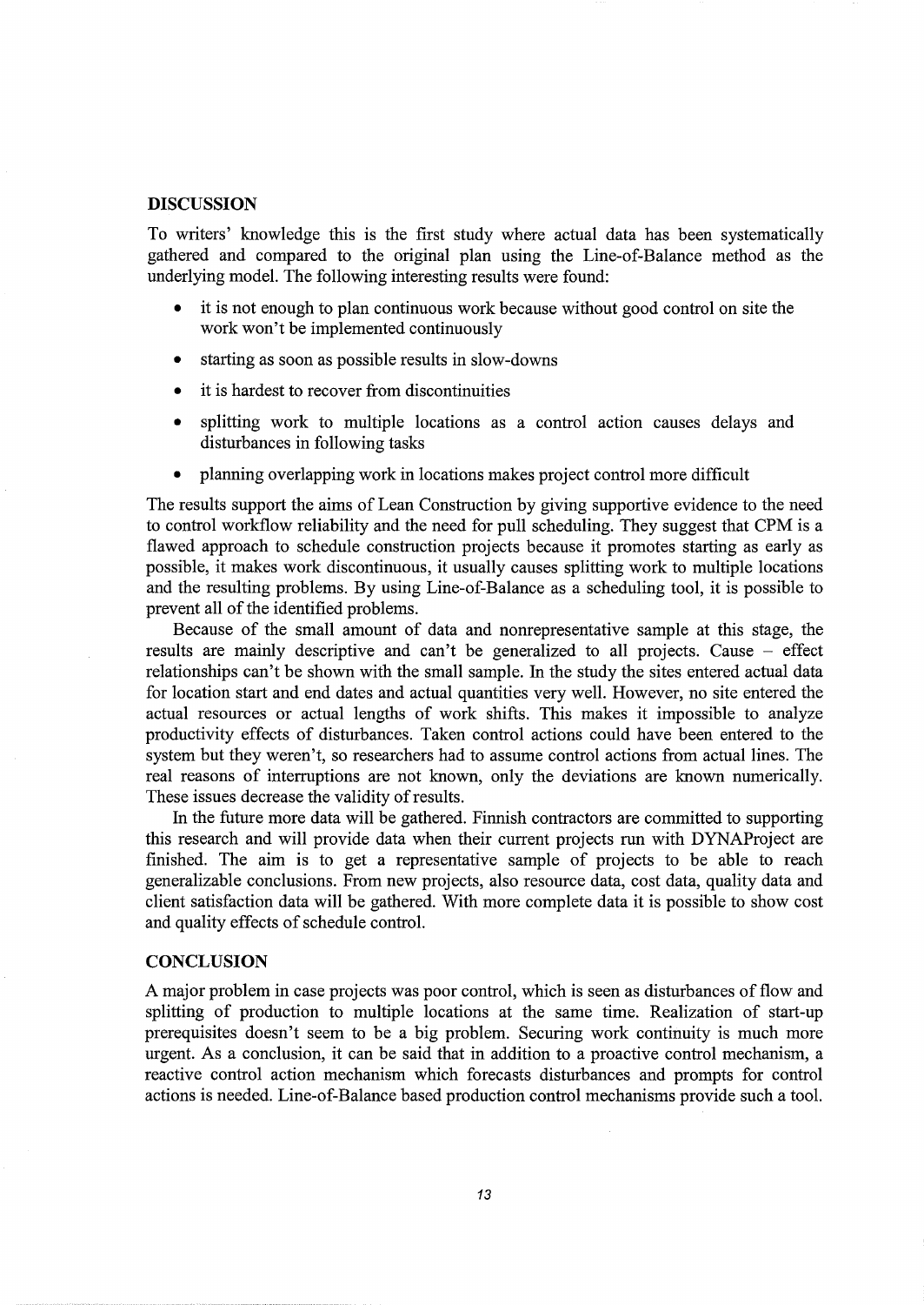## DISCUSSION

To writers' knowledge this is the first study where actual data has been systematically gathered and compared to the original plan using the Line-of-Balance method as the underlying model. The following interesting results were found:

- it is not enough to plan continuous work because without good control on site the work won't be implemented continuously
- starting as soon as possible results in slow-downs
- it is hardest to recover from discontinuities
- splitting work to multiple locations as a control action causes delays and disturbances in following tasks
- planning overlapping work in locations makes project control more difficult

The results support the aims of Lean Construction by giving supportive evidence to the need to control workflow reliability and the need for pull scheduling. They suggest that CPM is a flawed approach to schedule construction projects because it promotes starting as early as possible, it makes work discontinuous, it usually causes splitting work to multiple locations and the resulting problems. By using Line-of-Balance as a scheduling tool, it is possible to prevent all of the identified problems.

Because of the small amount of data and nonrepresentative sample at this stage, the results are mainly descriptive and can't be generalized to all projects. Cause – effect relationships can't be shown with the small sample. In the study the sites entered actual data for location start and end dates and actual quantities very well. However, no site entered the actual resources or actual lengths of work shifts. This makes it impossible to analyze productivity effects of disturbances. Taken control actions could have been entered to the system but they weren't, so researchers had to assume control actions from actual lines. The real reasons of interruptions are not known, only the deviations are known numerically. These issues decrease the validity of results.

In the future more data will be gathered. Finnish contractors are committed to supporting this research and will provide data when their current projects run with DYNAProject are finished. The aim is to get a representative sample of projects to be able to reach generalizable conclusions. From new projects, also resource data, cost data, quality data and client satisfaction data will be gathered. With more complete data it is possible to show cost and quality effects of schedule control.

## CONCLUSION

A major problem in case projects was poor control, which is seen as disturbances of flow and splitting of production to multiple locations at the same time. Realization of start-up prerequisites doesn't seem to be a big problem. Securing work continuity is much more urgent. As a conclusion, it can be said that in addition to a proactive control mechanism, a reactive control action mechanism which forecasts disturbances and prompts for control actions is needed. Line-of-Balance based production control mechanisms provide such a tool.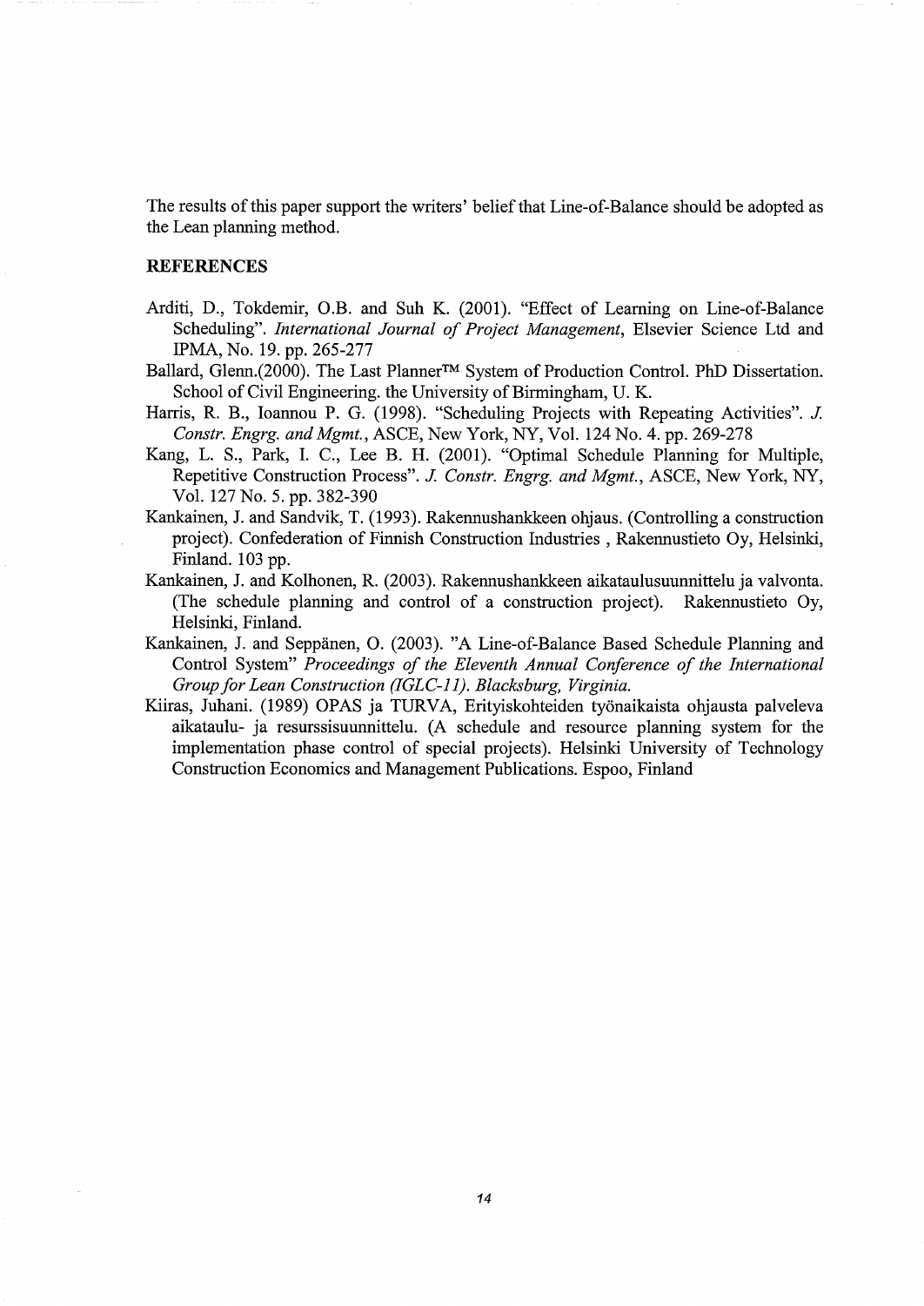The results of this paper support the writers' belief that Line-of-Balance should be adopted as the Lean planning method.

## REFERENCES

Arditi, D., Tokdemir, O.B. and Suh K. (2001). "Effect of Learning on Line-of-Balance Scheduling". *International Journal of Project Management*, Elsevier Science Ltd and IPMA, No. 19. pp. 265-277

Ballard, Glenn.(2000). The Last Planner™ System of Production Control. PhD Dissertation. School of Civil Engineering. the University of Birmingham, U. K.

Harris, R. B., Ioannou P. G. (1998). "Scheduling Projects with Repeating Activities". *J. Constr. Engrg. and Mgmt.*, ASCE, New York, NY, Vol. 124 No. 4. pp. 269-278

Kang, L. S., Park, I. C., Lee B. H. (2001). "Optimal Schedule Planning for Multiple, Repetitive Construction Process". *J. Constr. Engrg. and Mgmt.*, ASCE, New York, NY, Vol. 127 No. 5. pp. 382-390

Kankainen, J. and Sandvik, T. (1993). Rakennushankkeen ohjaus. (Controlling a construction project). Confederation of Finnish Construction Industries , Rakennustieto Oy, Helsinki, Finland. 103 pp.

Kankainen, J. and Kolhonen, R. (2003). Rakennushankkeen aikataulusuunnittelu ja valvonta. (The schedule planning and control of a construction project). Rakennustieto Oy, Helsinki, Finland.

Kankainen, J. and Seppänen, O. (2003). "A Line-of-Balance Based Schedule Planning and Control System" *Proceedings of the Eleventh Annual Conference of the International Group for Lean Construction (IGLC-11). Blacksburg, Virginia.*

Kiiras, Juhani. (1989) OPAS ja TURVA, Erityiskohteiden työnaikaista ohjausta palveleva aikataulu- ja resurssisuunnittelu. (A schedule and resource planning system for the implementation phase control of special projects). Helsinki University of Technology Construction Economics and Management Publications. Espoo, Finland